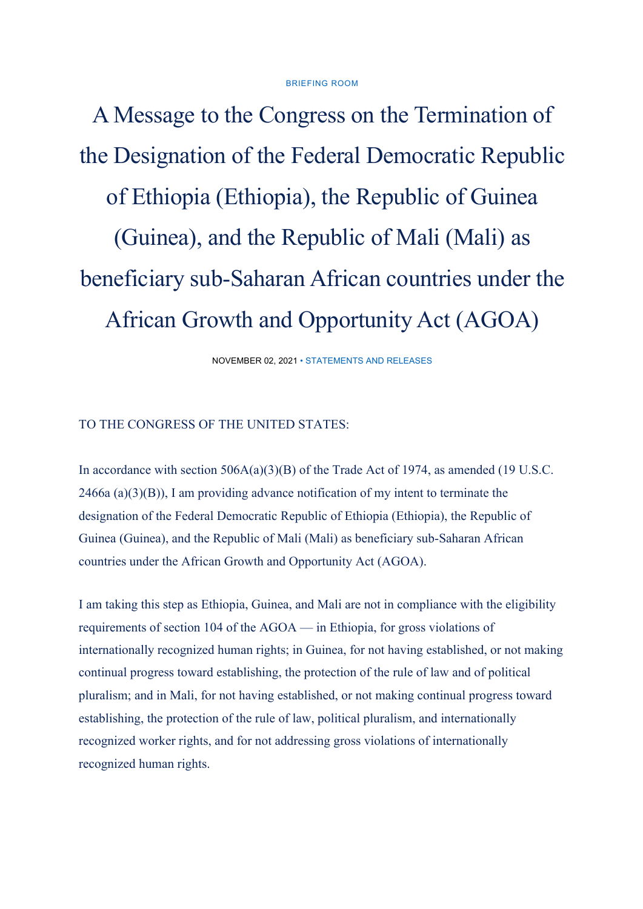BRIEFING ROOM

# A Message to the Congress on the Termination of the Designation of the Federal Democratic Republic of Ethiopia (Ethiopia), the Republic of Guinea (Guinea), and the Republic of Mali (Mali) as beneficiary sub-Saharan African countries under the African Growth and Opportunity Act (AGOA)

NOVEMBER 02, 2021 • STATEMENTS AND RELEASES

TO THE CONGRESS OF THE UNITED STATES:

In accordance with section 506A(a)(3)(B) of the Trade Act of 1974, as amended (19 U.S.C. 2466a (a)(3)(B)), I am providing advance notification of my intent to terminate the designation of the Federal Democratic Republic of Ethiopia (Ethiopia), the Republic of Guinea (Guinea), and the Republic of Mali (Mali) as beneficiary sub-Saharan African countries under the African Growth and Opportunity Act (AGOA).

I am taking this step as Ethiopia, Guinea, and Mali are not in compliance with the eligibility requirements of section 104 of the AGOA — in Ethiopia, for gross violations of internationally recognized human rights; in Guinea, for not having established, or not making continual progress toward establishing, the protection of the rule of law and of political pluralism; and in Mali, for not having established, or not making continual progress toward establishing, the protection of the rule of law, political pluralism, and internationally recognized worker rights, and for not addressing gross violations of internationally recognized human rights.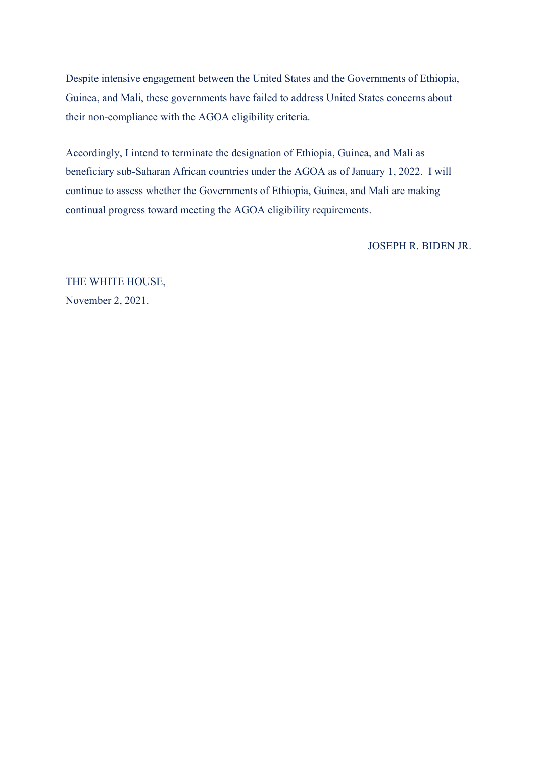Despite intensive engagement between the United States and the Governments of Ethiopia, Guinea, and Mali, these governments have failed to address United States concerns about their non-compliance with the AGOA eligibility criteria.

Accordingly, I intend to terminate the designation of Ethiopia, Guinea, and Mali as beneficiary sub-Saharan African countries under the AGOA as of January 1, 2022. I will continue to assess whether the Governments of Ethiopia, Guinea, and Mali are making continual progress toward meeting the AGOA eligibility requirements.

JOSEPH R. BIDEN JR.

THE WHITE HOUSE,
November 2, 2021.